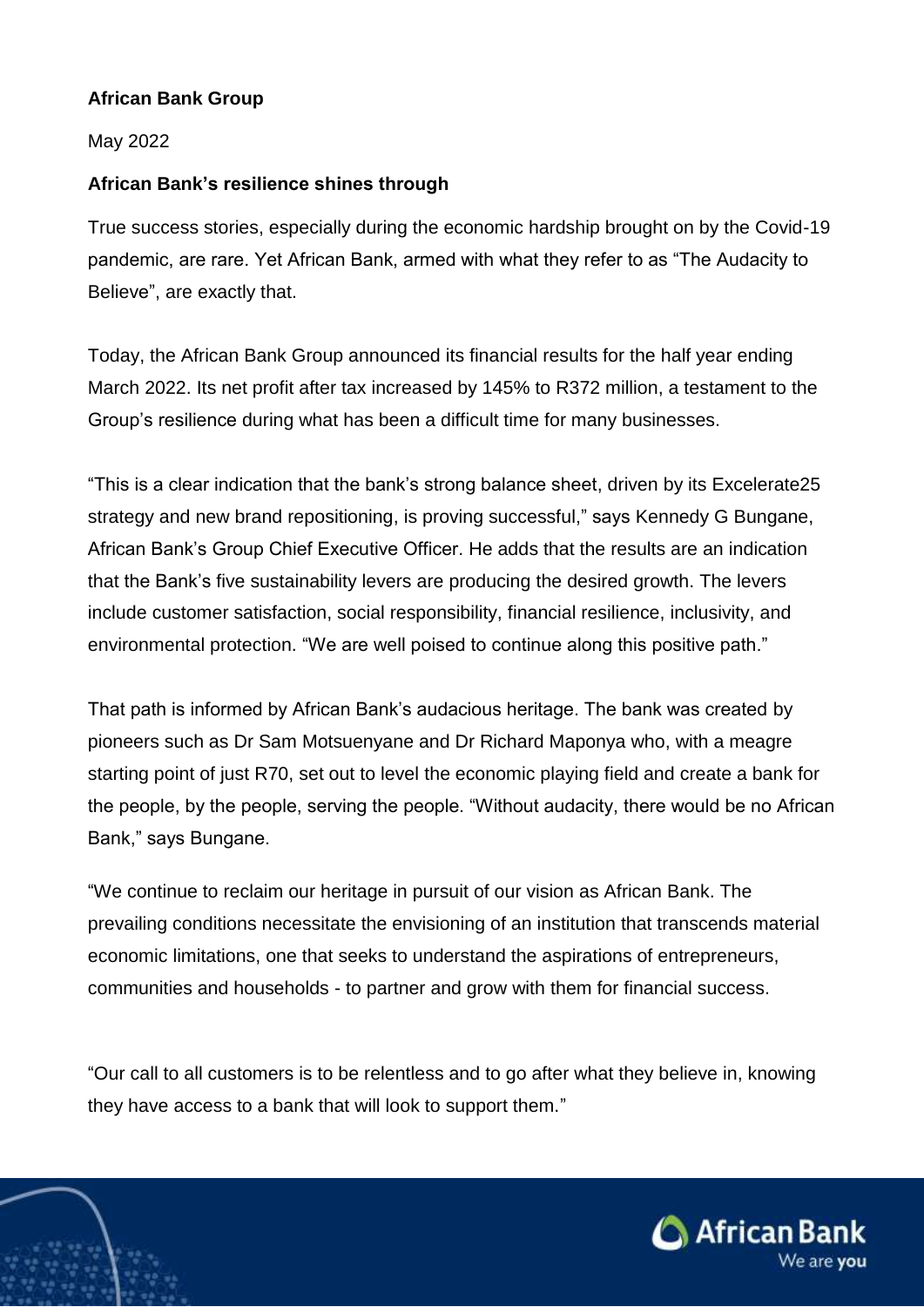**African Bank Group**

May 2022

**African Bank's resilience shines through**

True success stories, especially during the economic hardship brought on by the Covid-19 pandemic, are rare. Yet African Bank, armed with what they refer to as "The Audacity to Believe", are exactly that.

Today, the African Bank Group announced its financial results for the half year ending March 2022. Its net profit after tax increased by 145% to R372 million, a testament to the Group's resilience during what has been a difficult time for many businesses.

"This is a clear indication that the bank's strong balance sheet, driven by its Excelerate25 strategy and new brand repositioning, is proving successful," says Kennedy G Bungane, African Bank's Group Chief Executive Officer. He adds that the results are an indication that the Bank's five sustainability levers are producing the desired growth. The levers include customer satisfaction, social responsibility, financial resilience, inclusivity, and environmental protection. "We are well poised to continue along this positive path."

That path is informed by African Bank's audacious heritage. The bank was created by pioneers such as Dr Sam Motsuenyane and Dr Richard Maponya who, with a meagre starting point of just R70, set out to level the economic playing field and create a bank for the people, by the people, serving the people. "Without audacity, there would be no African Bank," says Bungane.

"We continue to reclaim our heritage in pursuit of our vision as African Bank. The prevailing conditions necessitate the envisioning of an institution that transcends material economic limitations, one that seeks to understand the aspirations of entrepreneurs, communities and households - to partner and grow with them for financial success.

"Our call to all customers is to be relentless and to go after what they believe in, knowing they have access to a bank that will look to support them."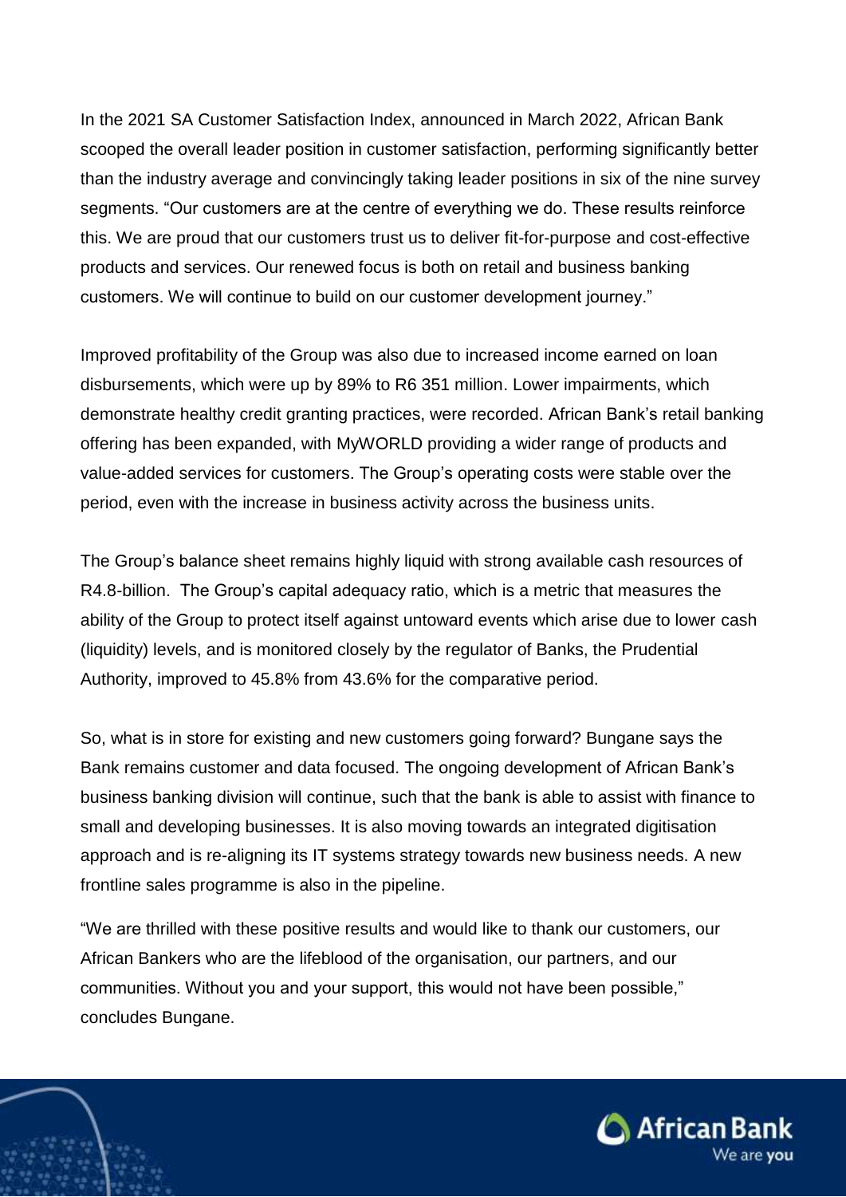In the 2021 SA Customer Satisfaction Index, announced in March 2022, African Bank scooped the overall leader position in customer satisfaction, performing significantly better than the industry average and convincingly taking leader positions in six of the nine survey segments. "Our customers are at the centre of everything we do. These results reinforce this. We are proud that our customers trust us to deliver fit-for-purpose and cost-effective products and services. Our renewed focus is both on retail and business banking customers. We will continue to build on our customer development journey."

Improved profitability of the Group was also due to increased income earned on loan disbursements, which were up by 89% to R6 351 million. Lower impairments, which demonstrate healthy credit granting practices, were recorded. African Bank's retail banking offering has been expanded, with MyWORLD providing a wider range of products and value-added services for customers. The Group's operating costs were stable over the period, even with the increase in business activity across the business units.

The Group's balance sheet remains highly liquid with strong available cash resources of R4.8-billion. The Group's capital adequacy ratio, which is a metric that measures the ability of the Group to protect itself against untoward events which arise due to lower cash (liquidity) levels, and is monitored closely by the regulator of Banks, the Prudential Authority, improved to 45.8% from 43.6% for the comparative period.

So, what is in store for existing and new customers going forward? Bungane says the Bank remains customer and data focused. The ongoing development of African Bank's business banking division will continue, such that the bank is able to assist with finance to small and developing businesses. It is also moving towards an integrated digitisation approach and is re-aligning its IT systems strategy towards new business needs. A new frontline sales programme is also in the pipeline.

"We are thrilled with these positive results and would like to thank our customers, our African Bankers who are the lifeblood of the organisation, our partners, and our communities. Without you and your support, this would not have been possible," concludes Bungane.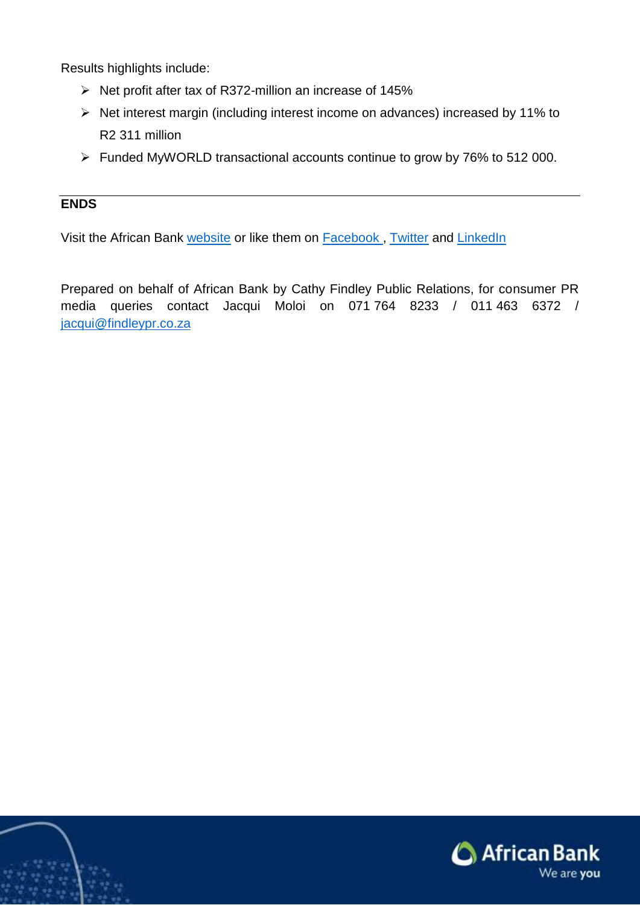Results highlights include:

- Net profit after tax of R372-million an increase of 145%
- Net interest margin (including interest income on advances) increased by 11% to R2 311 million
- Funded MyWORLD transactional accounts continue to grow by 76% to 512 000.

---

**ENDS**

Visit the African Bank website or like them on Facebook , Twitter and LinkedIn

Prepared on behalf of African Bank by Cathy Findley Public Relations, for consumer PR media queries contact Jacqui Moloi on 071 764 8233 / 011 463 6372 / jacqui@findleypr.co.za